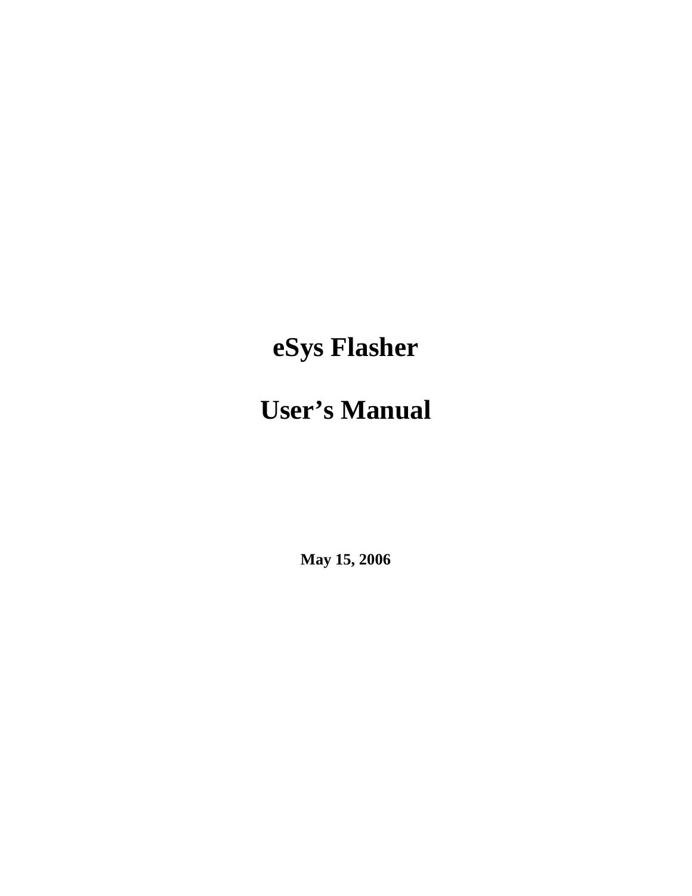# eSys Flasher

# User's Manual

**May 15, 2006**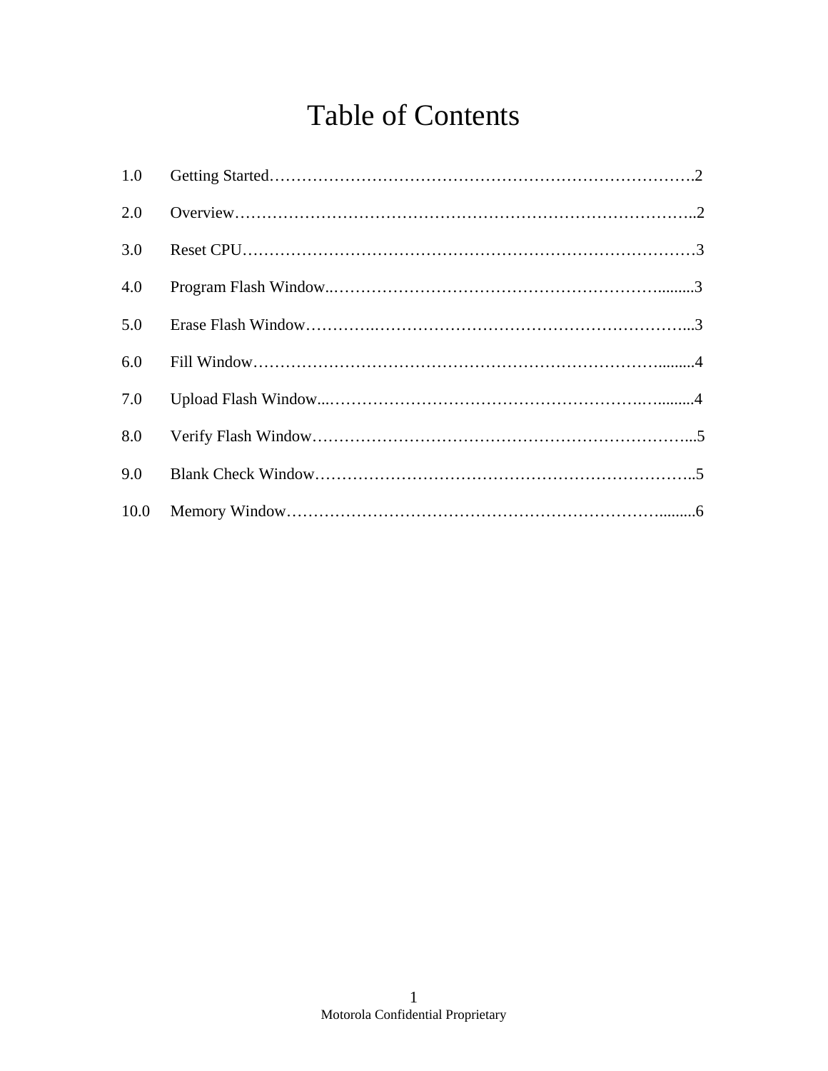# Table of Contents

| | | |
|---|---|---|
| 1.0 | Getting Started | 2 |
| 2.0 | Overview | 2 |
| 3.0 | Reset CPU | 3 |
| 4.0 | Program Flash Window | 3 |
| 5.0 | Erase Flash Window | 3 |
| 6.0 | Fill Window | 4 |
| 7.0 | Upload Flash Window | 4 |
| 8.0 | Verify Flash Window | 5 |
| 9.0 | Blank Check Window | 5 |
| 10.0 | Memory Window | 6 |

Motorola Confidential Proprietary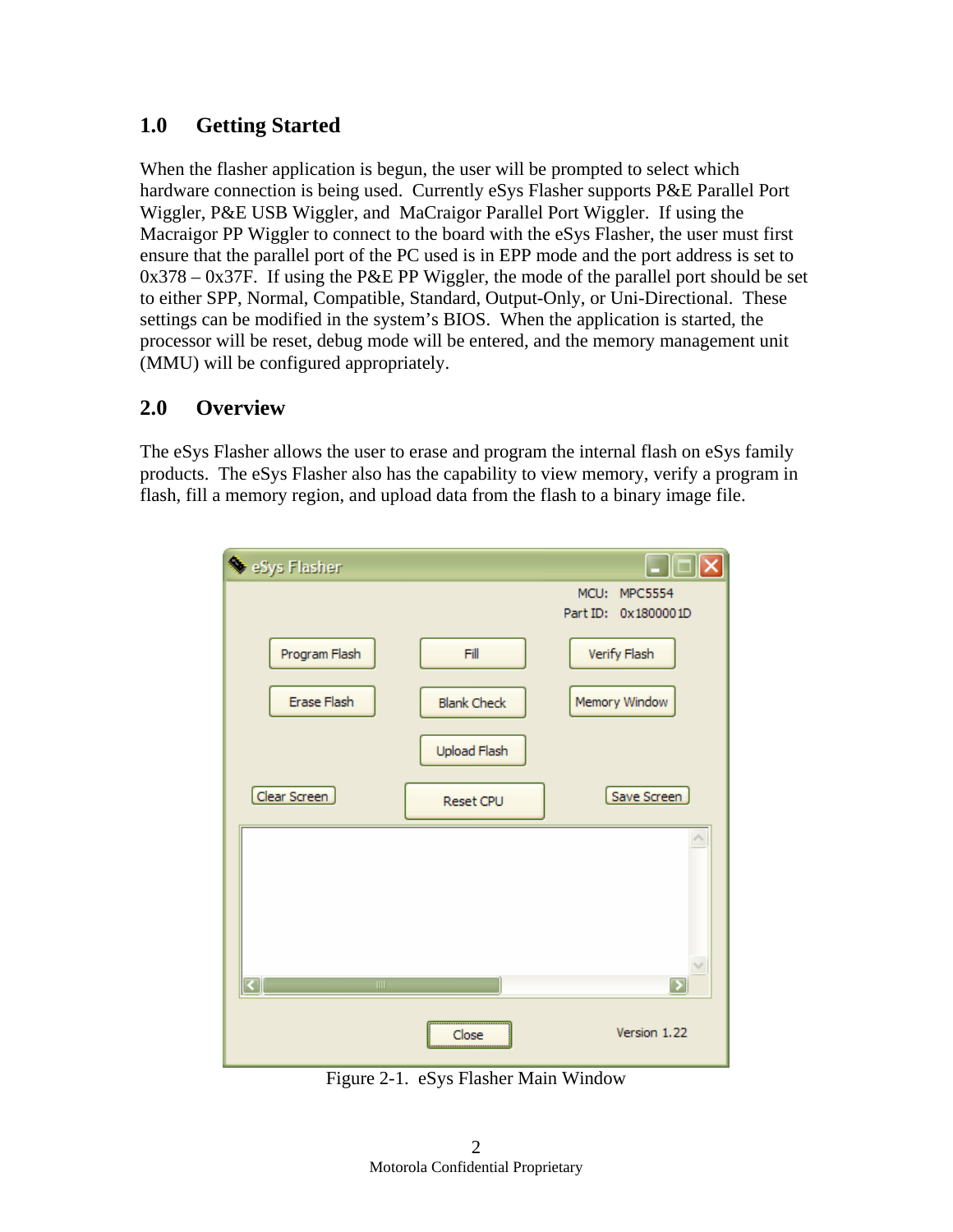## 1.0 Getting Started

When the flasher application is begun, the user will be prompted to select which hardware connection is being used. Currently eSys Flasher supports P&E Parallel Port Wiggler, P&E USB Wiggler, and MaCraigor Parallel Port Wiggler. If using the Macraigor PP Wiggler to connect to the board with the eSys Flasher, the user must first ensure that the parallel port of the PC used is in EPP mode and the port address is set to 0x378 – 0x37F. If using the P&E PP Wiggler, the mode of the parallel port should be set to either SPP, Normal, Compatible, Standard, Output-Only, or Uni-Directional. These settings can be modified in the system's BIOS. When the application is started, the processor will be reset, debug mode will be entered, and the memory management unit (MMU) will be configured appropriately.

## 2.0 Overview

The eSys Flasher allows the user to erase and program the internal flash on eSys family products. The eSys Flasher also has the capability to view memory, verify a program in flash, fill a memory region, and upload data from the flash to a binary image file.

Figure 2-1. eSys Flasher Main Window

Motorola Confidential Proprietary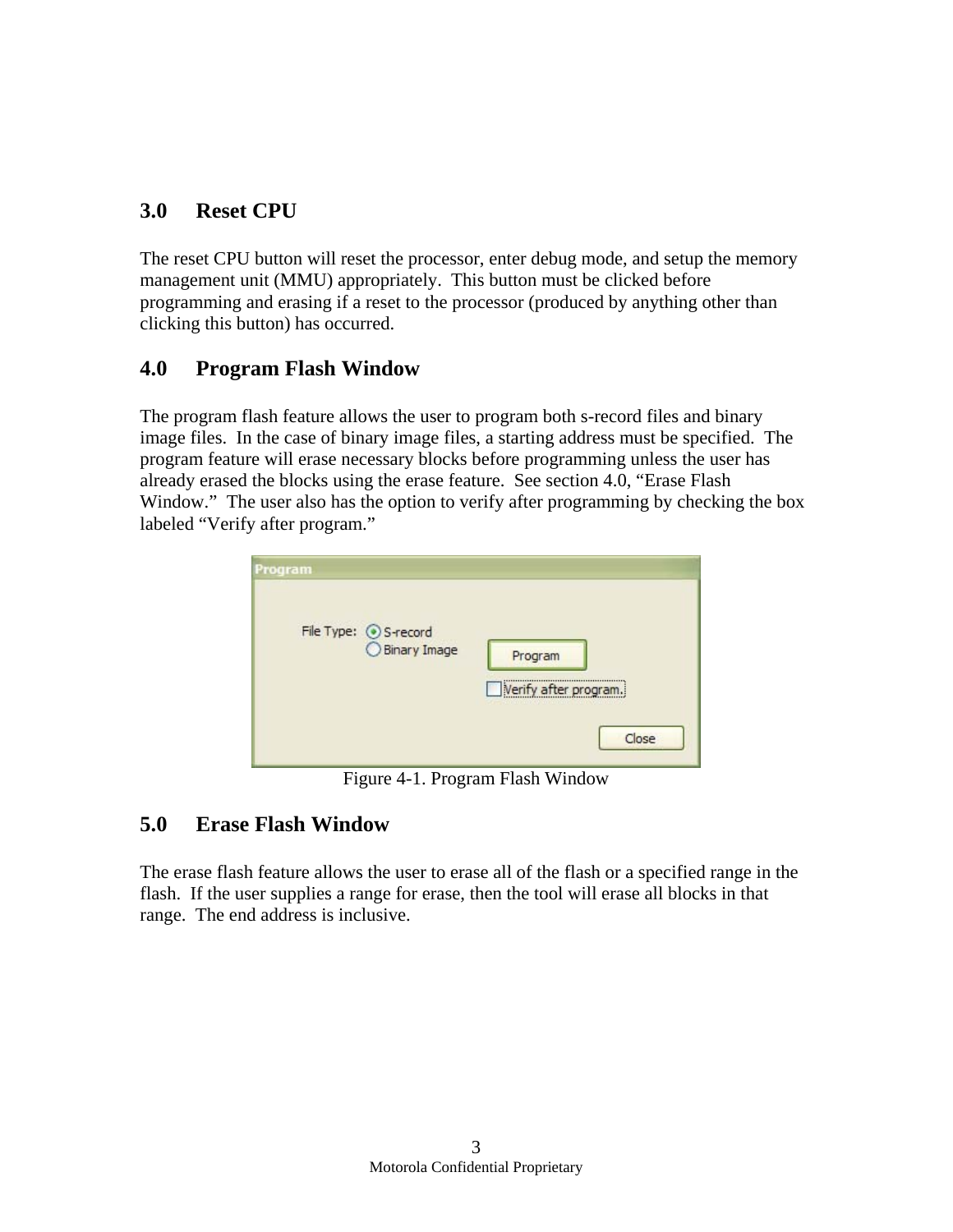## 3.0 Reset CPU

The reset CPU button will reset the processor, enter debug mode, and setup the memory management unit (MMU) appropriately. This button must be clicked before programming and erasing if a reset to the processor (produced by anything other than clicking this button) has occurred.

## 4.0 Program Flash Window

The program flash feature allows the user to program both s-record files and binary image files. In the case of binary image files, a starting address must be specified. The program feature will erase necessary blocks before programming unless the user has already erased the blocks using the erase feature. See section 4.0, "Erase Flash Window." The user also has the option to verify after programming by checking the box labeled "Verify after program."

Figure 4-1. Program Flash Window

## 5.0 Erase Flash Window

The erase flash feature allows the user to erase all of the flash or a specified range in the flash. If the user supplies a range for erase, then the tool will erase all blocks in that range. The end address is inclusive.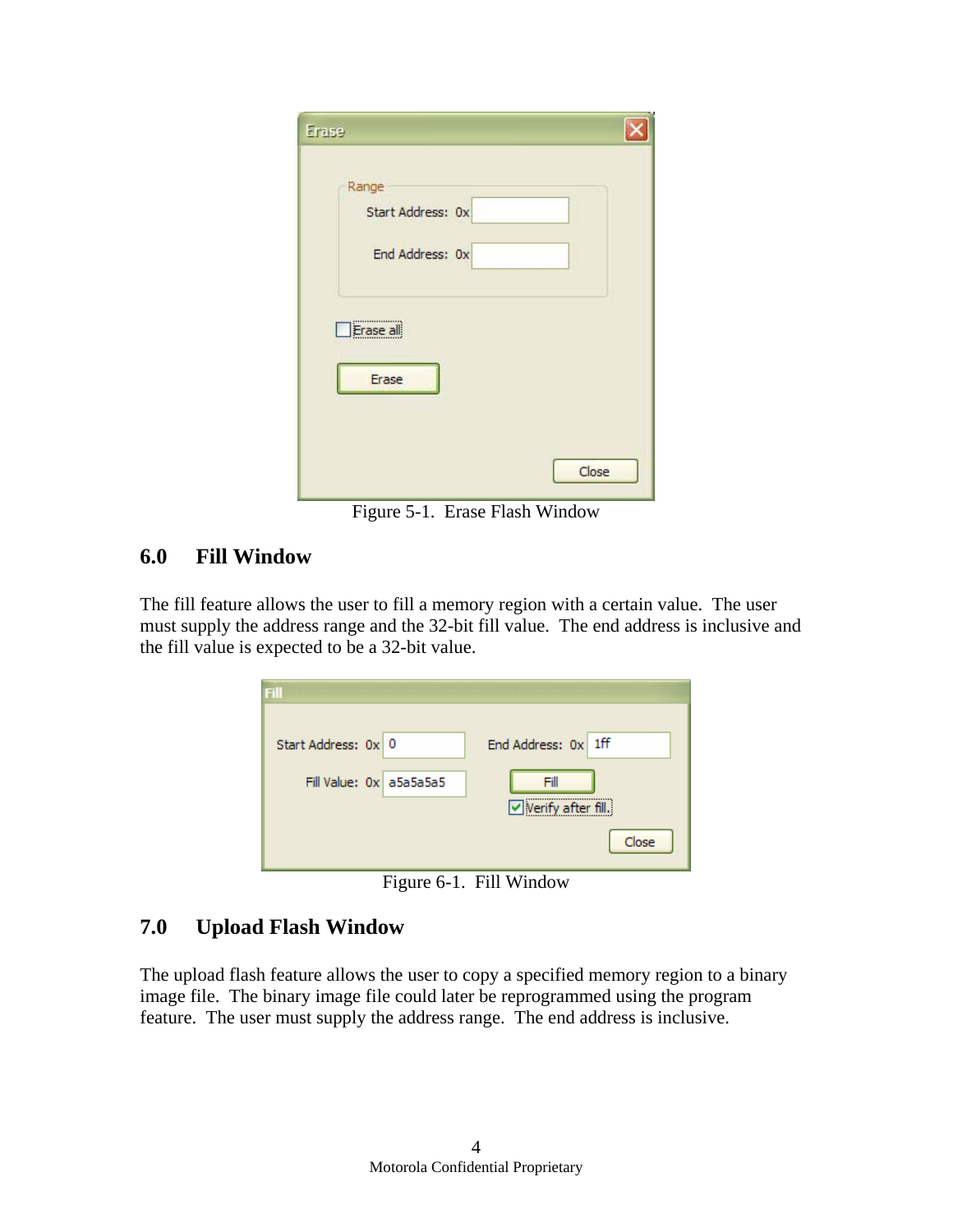Figure 5-1. Erase Flash Window

## 6.0 Fill Window

The fill feature allows the user to fill a memory region with a certain value. The user must supply the address range and the 32-bit fill value. The end address is inclusive and the fill value is expected to be a 32-bit value.

Figure 6-1. Fill Window

## 7.0 Upload Flash Window

The upload flash feature allows the user to copy a specified memory region to a binary image file. The binary image file could later be reprogrammed using the program feature. The user must supply the address range. The end address is inclusive.

Motorola Confidential Proprietary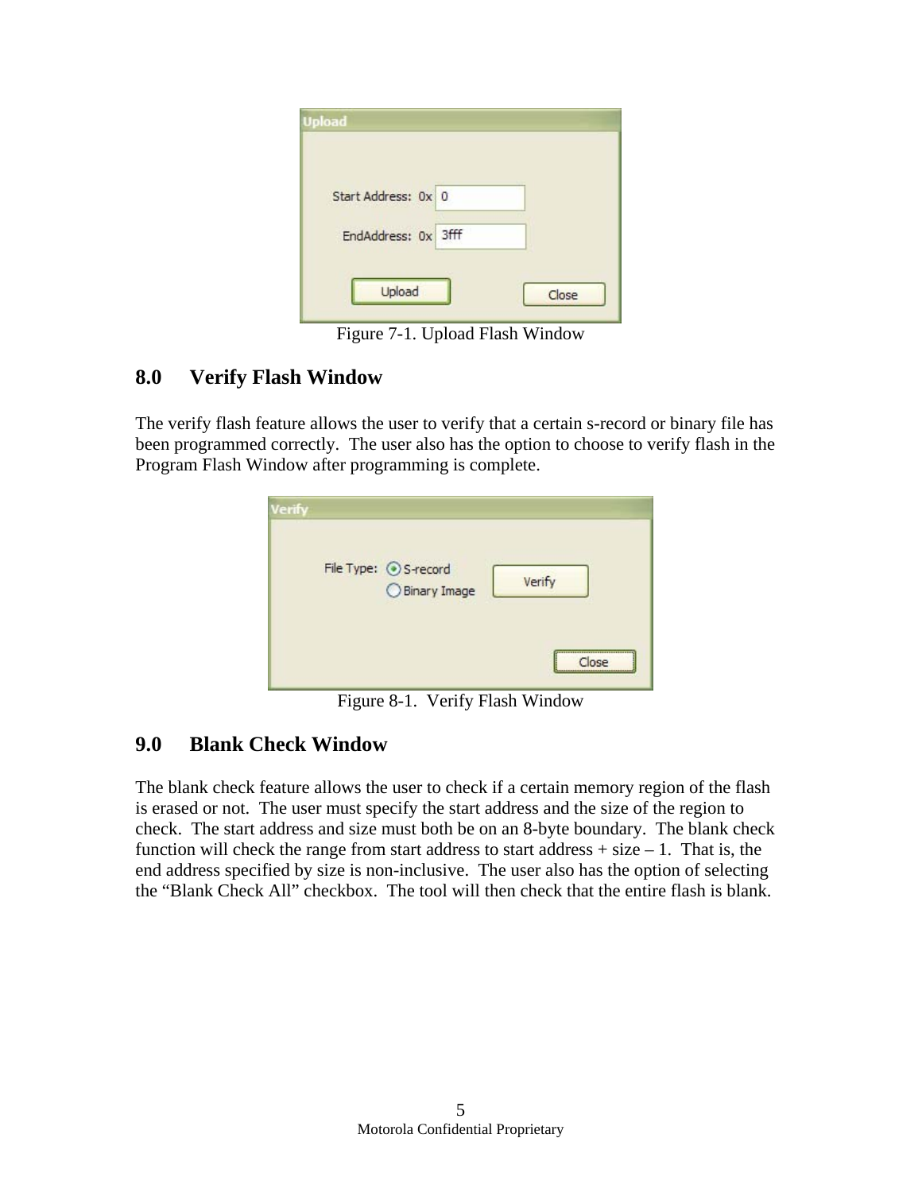Figure 7-1. Upload Flash Window

## 8.0 Verify Flash Window

The verify flash feature allows the user to verify that a certain s-record or binary file has been programmed correctly. The user also has the option to choose to verify flash in the Program Flash Window after programming is complete.

Figure 8-1. Verify Flash Window

## 9.0 Blank Check Window

The blank check feature allows the user to check if a certain memory region of the flash is erased or not. The user must specify the start address and the size of the region to check. The start address and size must both be on an 8-byte boundary. The blank check function will check the range from start address to start address + size – 1. That is, the end address specified by size is non-inclusive. The user also has the option of selecting the “Blank Check All” checkbox. The tool will then check that the entire flash is blank.

Motorola Confidential Proprietary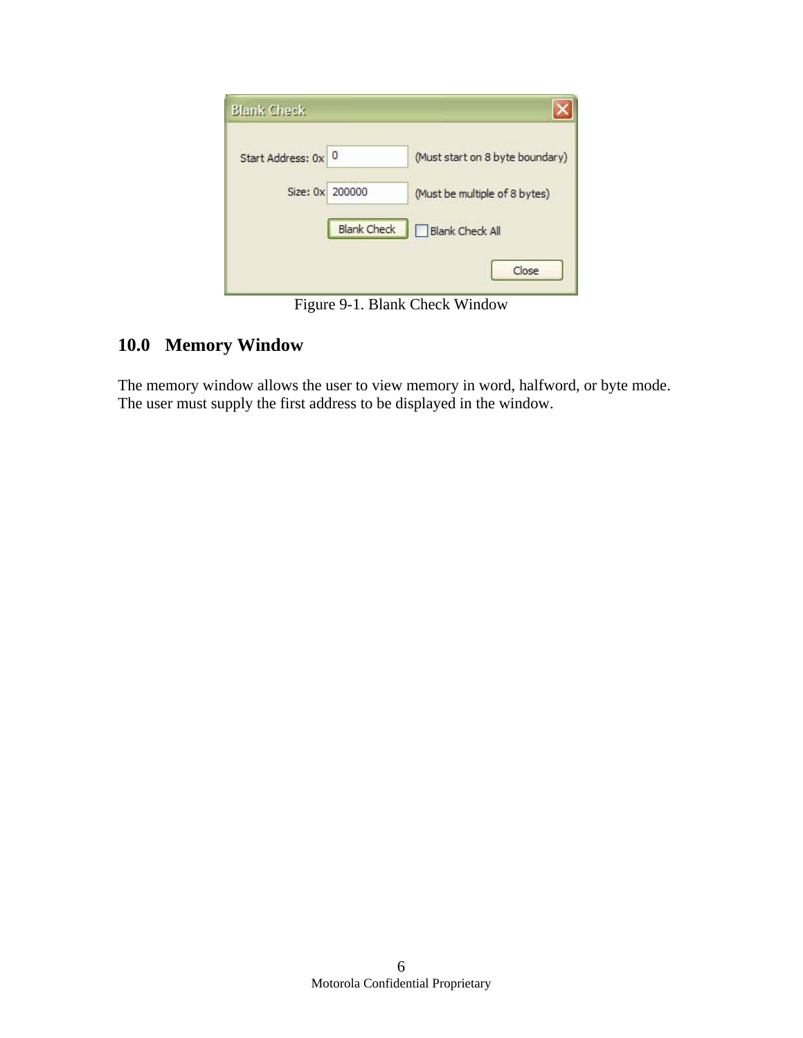Figure 9-1. Blank Check Window

## 10.0 Memory Window

The memory window allows the user to view memory in word, halfword, or byte mode. The user must supply the first address to be displayed in the window.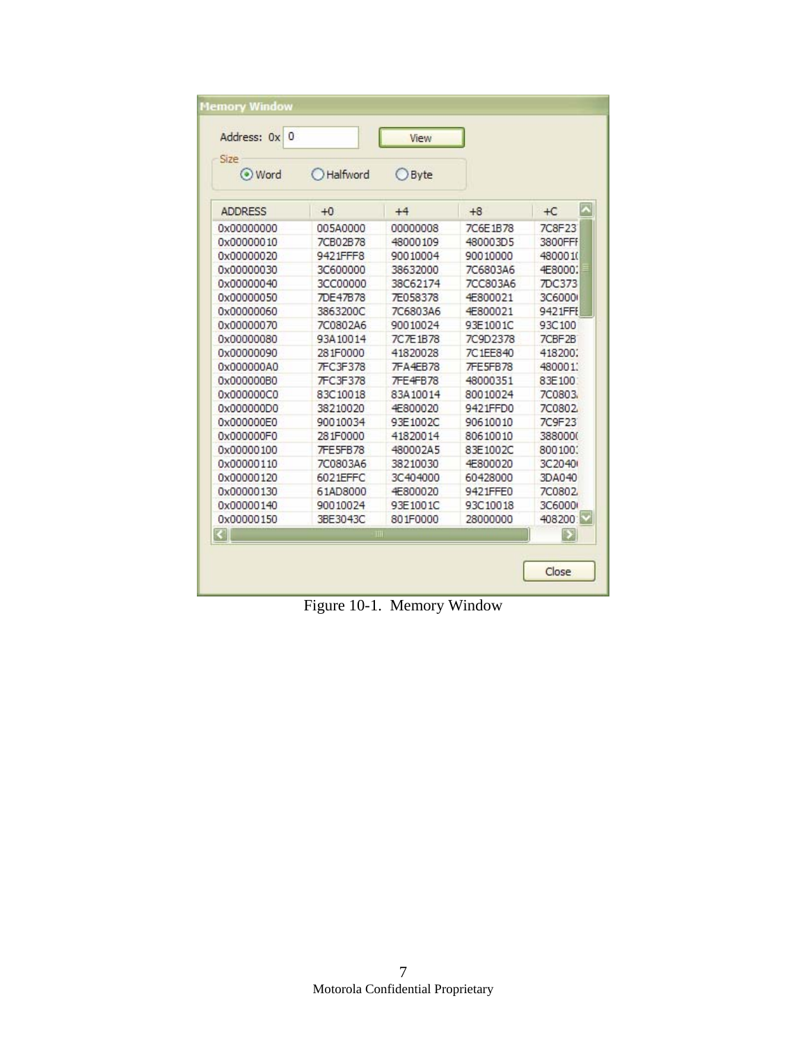**Memory Window**

Address: 0x 0 | View

Size: (•) Word ( ) Halfword ( ) Byte

| ADDRESS | +0 | +4 | +8 | +C |
|---|---|---|---|---|
| 0x00000000 | 005A0000 | 00000008 | 7C6E1B78 | 7C8F23 |
| 0x00000010 | 7CB02B78 | 48000109 | 480003D5 | 3800FFF |
| 0x00000020 | 9421FFF8 | 90010004 | 90010000 | 480001 |
| 0x00000030 | 3C600000 | 38632000 | 7C6803A6 | 4E8000 |
| 0x00000040 | 3CC00000 | 38C62174 | 7CC803A6 | 7DC373 |
| 0x00000050 | 7DE47B78 | 7E058378 | 4E800021 | 3C6000 |
| 0x00000060 | 3863200C | 7C6803A6 | 4E800021 | 9421FFE |
| 0x00000070 | 7C0802A6 | 90010024 | 93E1001C | 93C100 |
| 0x00000080 | 93A10014 | 7C7E1B78 | 7C9D2378 | 7CBF2B |
| 0x00000090 | 281F0000 | 41820028 | 7C1EE840 | 418200 |
| 0x000000A0 | 7FC3F378 | 7FA4EB78 | 7FE5FB78 | 480001 |
| 0x000000B0 | 7FC3F378 | 7FE4FB78 | 48000351 | 83E100 |
| 0x000000C0 | 83C10018 | 83A10014 | 80010024 | 7C0803 |
| 0x000000D0 | 38210020 | 4E800020 | 9421FFD0 | 7C0802 |
| 0x000000E0 | 90010034 | 93E1002C | 90610010 | 7C9F23 |
| 0x000000F0 | 281F0000 | 41820014 | 80610010 | 388000 |
| 0x00000100 | 7FE5FB78 | 480002A5 | 83E1002C | 800100 |
| 0x00000110 | 7C0803A6 | 38210030 | 4E800020 | 3C2040 |
| 0x00000120 | 6021EFFC | 3C404000 | 60428000 | 3DA040 |
| 0x00000130 | 61AD8000 | 4E800020 | 9421FFE0 | 7C0802 |
| 0x00000140 | 90010024 | 93E1001C | 93C10018 | 3C6000 |
| 0x00000150 | 3BE3043C | 801F0000 | 28000000 | 408200 |

Close

Figure 10-1. Memory Window